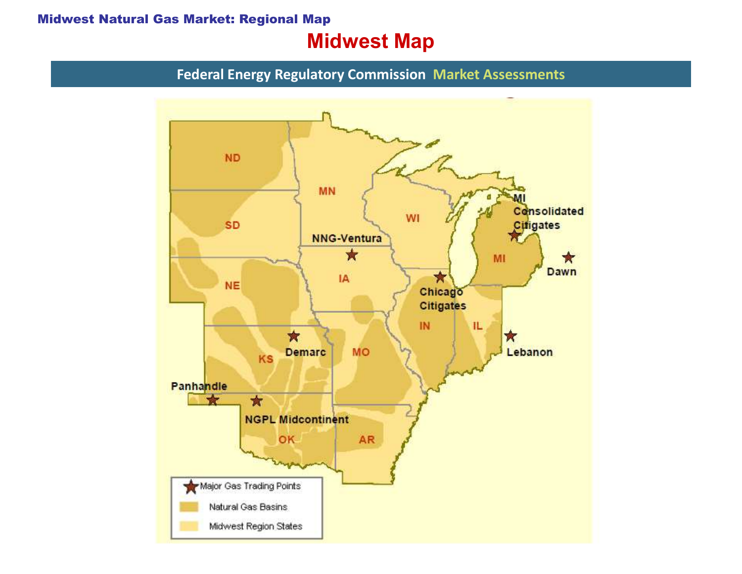**Midwest Natural Gas Market: Regional Map**

# Midwest Map

Federal Energy Regulatory Commission Market Assessments

ND

MN

SD

WI

MI Consolidated Citigates

NNG-Ventura

MI

Dawn

IA

NE

Chicago Citigates

IN

IL

Lebanon

Demarc

MO

KS

Panhandle

NGPL Midcontinent

OK

AR

Major Gas Trading Points

Natural Gas Basins

Midwest Region States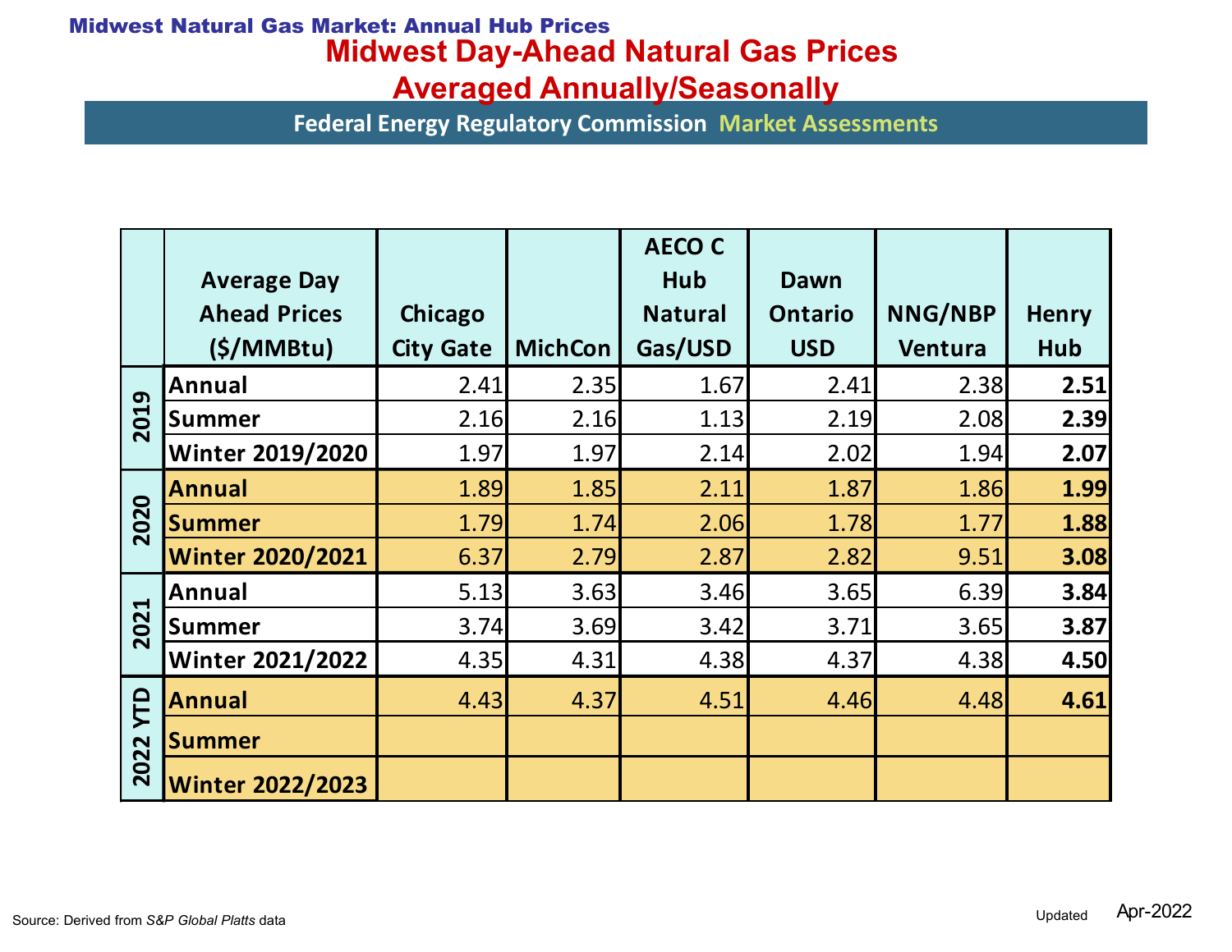**Midwest Natural Gas Market: Annual Hub Prices**

# Midwest Day-Ahead Natural Gas Prices
# Averaged Annually/Seasonally

Federal Energy Regulatory Commission Market Assessments

| | Average Day Ahead Prices ($/MMBtu) | Chicago City Gate | MichCon | AECO C Hub Natural Gas/USD | Dawn Ontario USD | NNG/NBP Ventura | Henry Hub |
|---|---|---|---|---|---|---|---|
| 2019 | Annual | 2.41 | 2.35 | 1.67 | 2.41 | 2.38 | **2.51** |
| | Summer | 2.16 | 2.16 | 1.13 | 2.19 | 2.08 | **2.39** |
| | Winter 2019/2020 | 1.97 | 1.97 | 2.14 | 2.02 | 1.94 | **2.07** |
| 2020 | Annual | 1.89 | 1.85 | 2.11 | 1.87 | 1.86 | **1.99** |
| | Summer | 1.79 | 1.74 | 2.06 | 1.78 | 1.77 | **1.88** |
| | Winter 2020/2021 | 6.37 | 2.79 | 2.87 | 2.82 | 9.51 | **3.08** |
| 2021 | Annual | 5.13 | 3.63 | 3.46 | 3.65 | 6.39 | **3.84** |
| | Summer | 3.74 | 3.69 | 3.42 | 3.71 | 3.65 | **3.87** |
| | Winter 2021/2022 | 4.35 | 4.31 | 4.38 | 4.37 | 4.38 | **4.50** |
| 2022 YTD | Annual | 4.43 | 4.37 | 4.51 | 4.46 | 4.48 | **4.61** |
| | Summer | | | | | | |
| | Winter 2022/2023 | | | | | | |

Source: Derived from *S&P Global Platts* data

Updated Apr-2022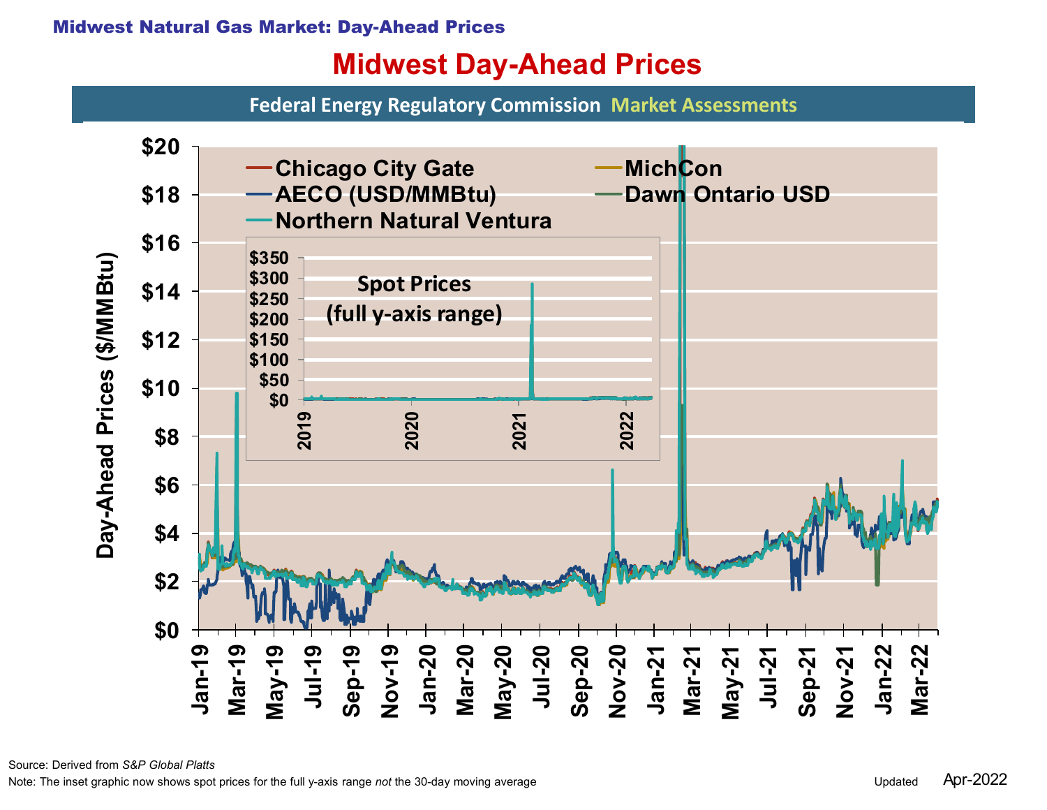Midwest Natural Gas Market: Day-Ahead Prices

# Midwest Day-Ahead Prices

Federal Energy Regulatory Commission Market Assessments

Source: Derived from *S&P Global Platts*

Note: The inset graphic now shows spot prices for the full y-axis range *not* the 30-day moving average

Updated Apr-2022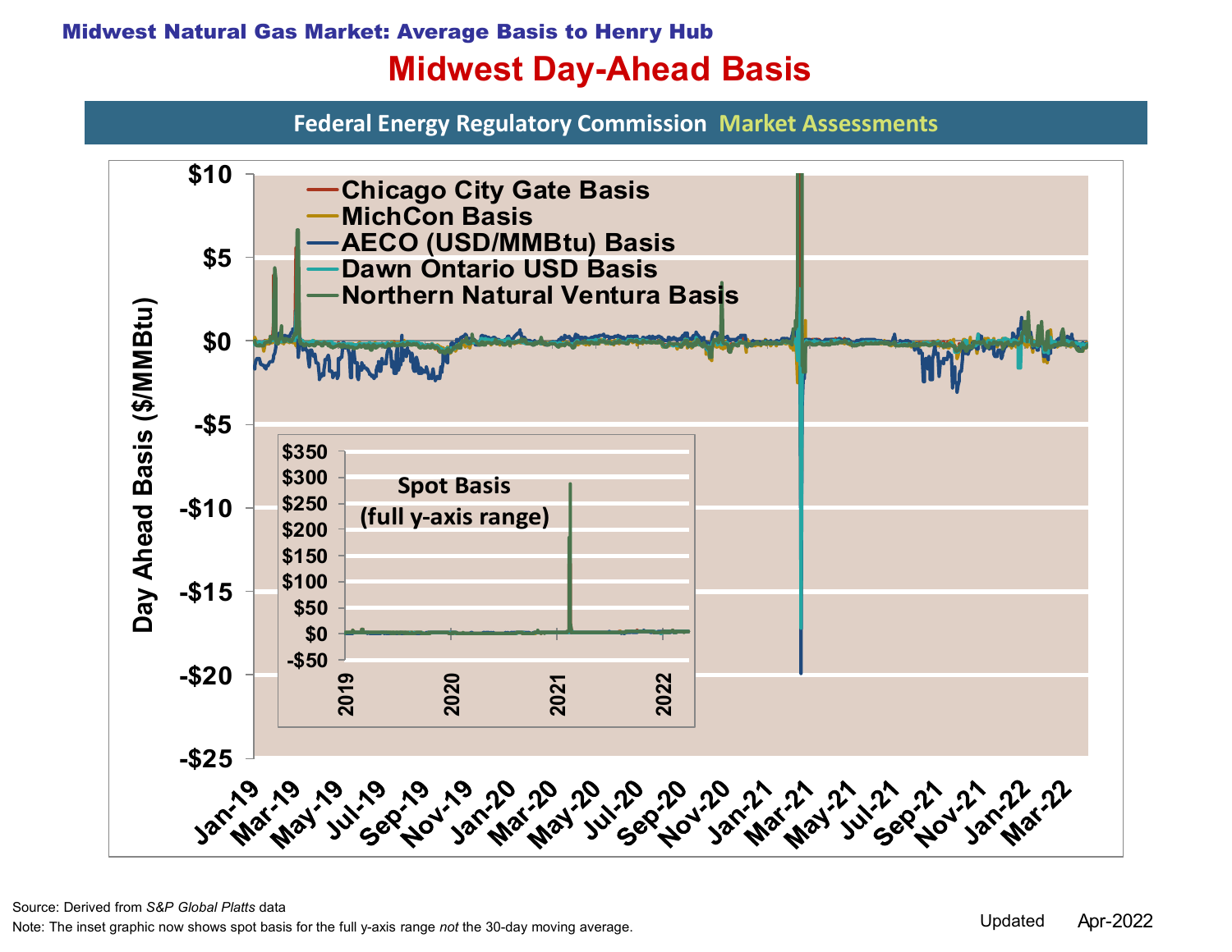Midwest Natural Gas Market: Average Basis to Henry Hub

# Midwest Day-Ahead Basis

Federal Energy Regulatory Commission Market Assessments

Day Ahead Basis ($/MMBtu)

- Chicago City Gate Basis
- MichCon Basis
- AECO (USD/MMBtu) Basis
- Dawn Ontario USD Basis
- Northern Natural Ventura Basis

$10, $5, $0, -$5, -$10, -$15, -$20, -$25

Jan-19, Mar-19, May-19, Jul-19, Sep-19, Nov-19, Jan-20, Mar-20, May-20, Jul-20, Sep-20, Nov-20, Jan-21, Mar-21, May-21, Jul-21, Sep-21, Nov-21, Jan-22, Mar-22

Spot Basis (full y-axis range)

$350, $300, $250, $200, $150, $100, $50, $0, -$50

2019, 2020, 2021, 2022

Source: Derived from *S&P Global Platts* data

Note: The inset graphic now shows spot basis for the full y-axis range *not* the 30-day moving average.

Updated Apr-2022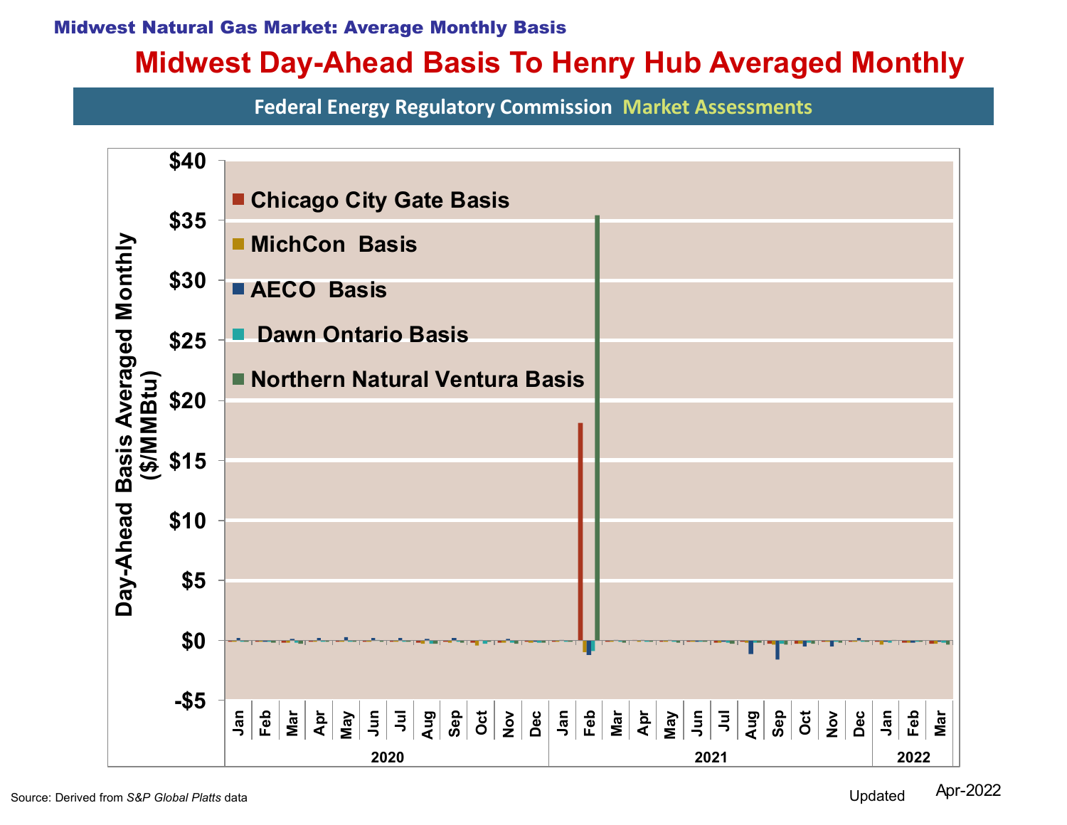**Midwest Natural Gas Market: Average Monthly Basis**

# Midwest Day-Ahead Basis To Henry Hub Averaged Monthly

**Federal Energy Regulatory Commission** Market Assessments

Day-Ahead Basis Averaged Monthly ($/MMBtu)

- Chicago City Gate Basis
- MichCon Basis
- AECO Basis
- Dawn Ontario Basis
- Northern Natural Ventura Basis

Source: Derived from *S&P Global Platts* data

Updated Apr-2022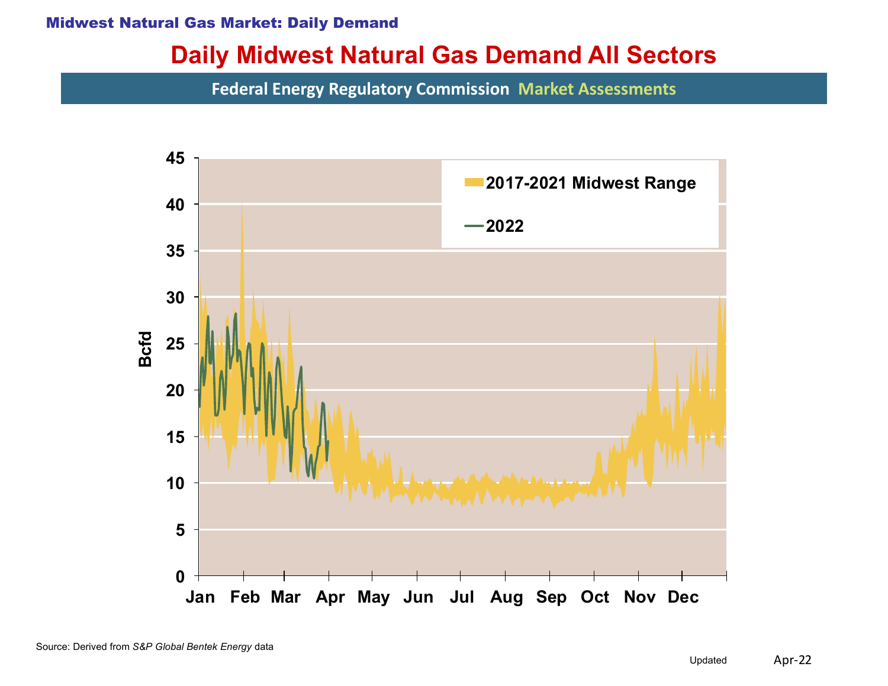Midwest Natural Gas Market: Daily Demand

# Daily Midwest Natural Gas Demand All Sectors

Federal Energy Regulatory Commission Market Assessments

Bcfd

2017-2021 Midwest Range

2022

0 5 10 15 20 25 30 35 40 45

Jan Feb Mar Apr May Jun Jul Aug Sep Oct Nov Dec

Source: Derived from *S&P Global Bentek Energy* data

Updated Apr-22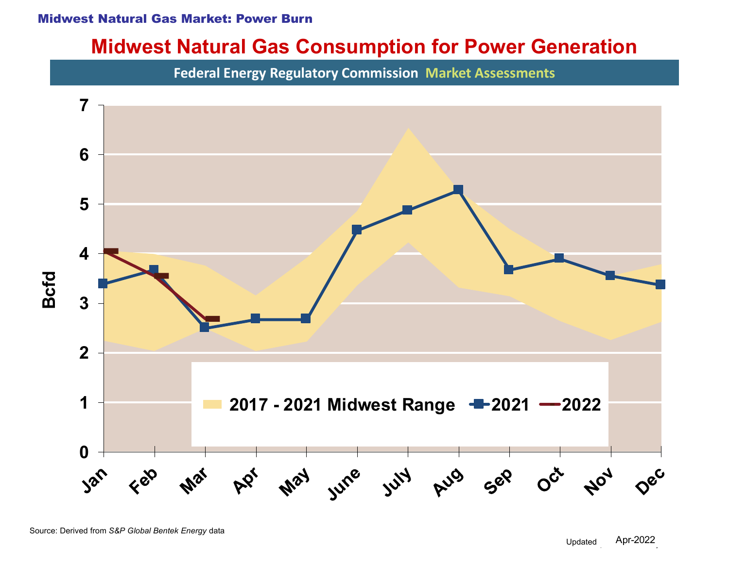Midwest Natural Gas Market: Power Burn

# Midwest Natural Gas Consumption for Power Generation

Federal Energy Regulatory Commission Market Assessments

Bcfd

0
1
2
3
4
5
6
7

Jan
Feb
Mar
Apr
May
June
July
Aug
Sep
Oct
Nov
Dec

2017 - 2021 Midwest Range
2021
2022

Source: Derived from *S&P Global Bentek Energy* data

Updated Apr-2022